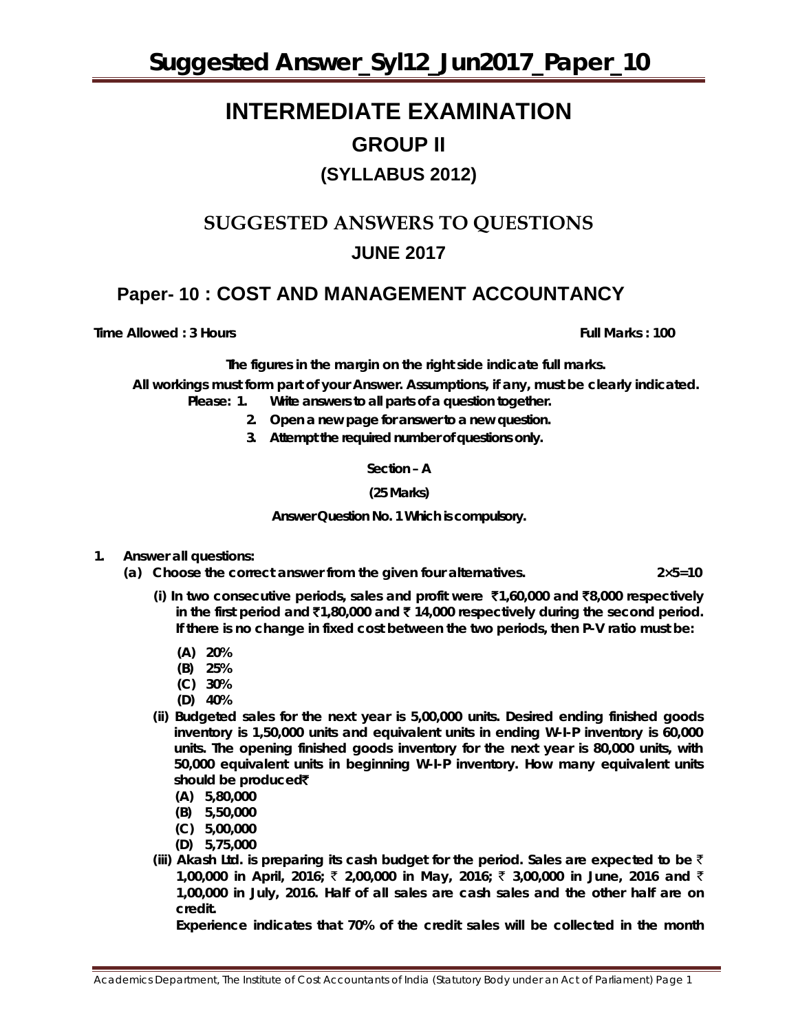# INTERMEDIATE EXAMINATION

## GROUP II

## (SYLLABUS 2012)

## SUGGESTED ANSWERS TO QUESTIONS

## JUNE 2017

## Paper- 10 : COST AND MANAGEMENT ACCOUNTANCY

**Time Allowed : 3 Hours** **Full Marks : 100**

**The figures in the margin on the right side indicate full marks.**

**All workings must form part of your Answer. Assumptions, if any, must be clearly indicated.**

**Please: 1. Write answers to all parts of a question together.**

**2. Open a new page for answer to a new question.**

**3. Attempt the required number of questions only.**

**Section – A**

**(25 Marks)**

**Answer Question No. 1 Which is compulsory.**

**1. Answer all questions:**

**(a) Choose the correct answer from the given four alternatives.** **2×5=10**

**(i) In two consecutive periods, sales and profit were ₹1,60,000 and ₹8,000 respectively in the first period and ₹1,80,000 and ₹ 14,000 respectively during the second period. If there is no change in fixed cost between the two periods, then P-V ratio must be:**

- **(A) 20%**
- **(B) 25%**
- **(C) 30%**
- **(D) 40%**

**(ii) Budgeted sales for the next year is 5,00,000 units. Desired ending finished goods inventory is 1,50,000 units and equivalent units in ending W-I-P inventory is 60,000 units. The opening finished goods inventory for the next year is 80,000 units, with 50,000 equivalent units in beginning W-I-P inventory. How many equivalent units should be produced₹**

- **(A) 5,80,000**
- **(B) 5,50,000**
- **(C) 5,00,000**
- **(D) 5,75,000**

**(iii) Akash Ltd. is preparing its cash budget for the period. Sales are expected to be ₹ 1,00,000 in April, 2016; ₹ 2,00,000 in May, 2016; ₹ 3,00,000 in June, 2016 and ₹ 1,00,000 in July, 2016. Half of all sales are cash sales and the other half are on credit.**

**Experience indicates that 70% of the credit sales will be collected in the month**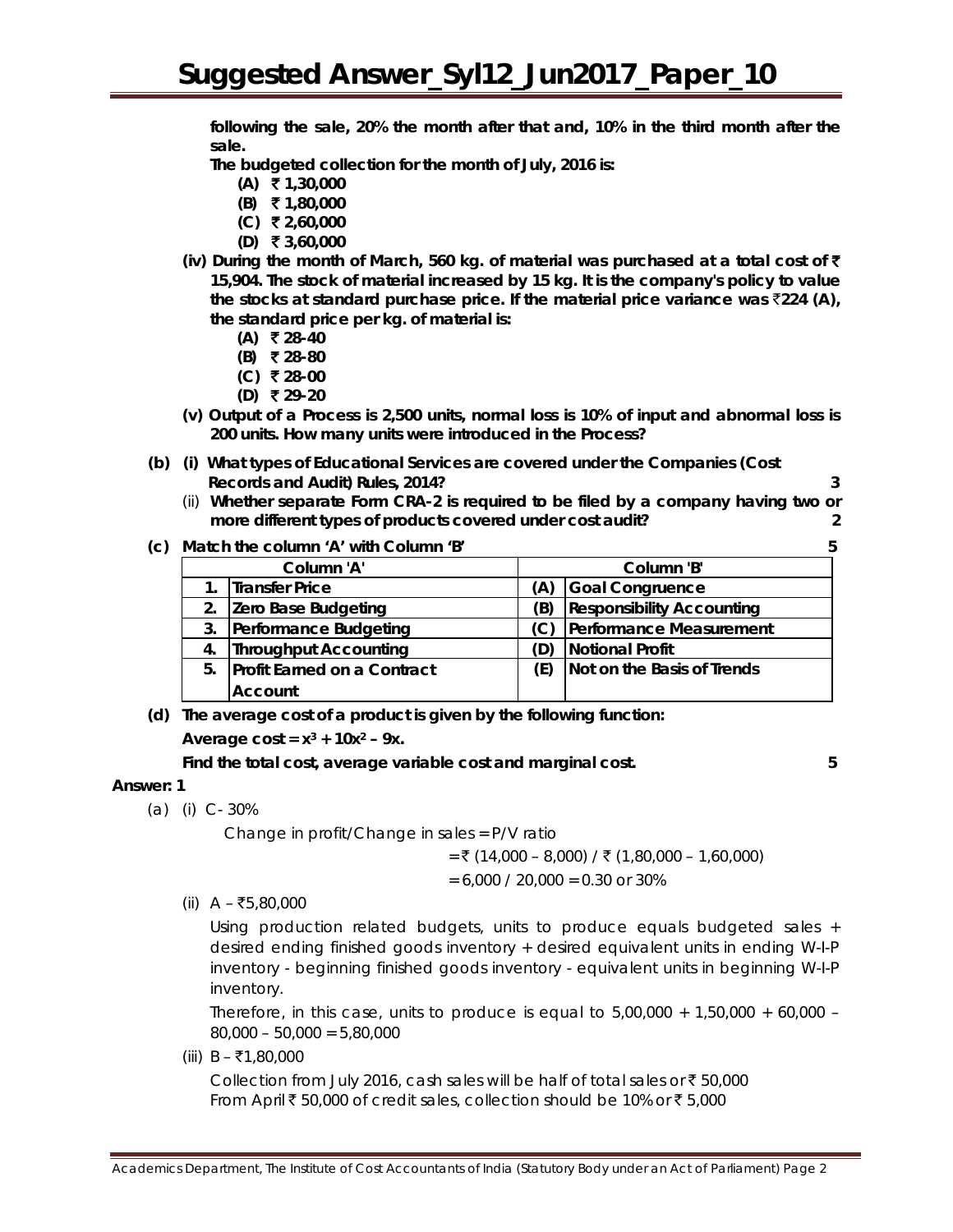following the sale, 20% the month after that and, 10% in the third month after the sale.

**The budgeted collection for the month of July, 2016 is:**

(A) ₹ 1,30,000
(B) ₹ 1,80,000
(C) ₹ 2,60,000
(D) ₹ 3,60,000

**(iv) During the month of March, 560 kg. of material was purchased at a total cost of ₹ 15,904. The stock of material increased by 15 kg. It is the company's policy to value the stocks at standard purchase price. If the material price variance was ₹224 (A), the standard price per kg. of material is:**

(A) ₹ 28-40
(B) ₹ 28-80
(C) ₹ 28-00
(D) ₹ 29-20

**(v) Output of a Process is 2,500 units, normal loss is 10% of input and abnormal loss is 200 units. How many units were introduced in the Process?**

**(b) (i) What types of Educational Services are covered under the Companies (Cost Records and Audit) Rules, 2014?** **3**

(ii) **Whether separate Form CRA-2 is required to be filed by a company having two or more different types of products covered under cost audit?** **2**

**(c) Match the column 'A' with Column 'B'** **5**

| | Column 'A' | | Column 'B' |
|---|---|---|---|
| 1. | Transfer Price | (A) | Goal Congruence |
| 2. | Zero Base Budgeting | (B) | Responsibility Accounting |
| 3. | Performance Budgeting | (C) | Performance Measurement |
| 4. | Throughput Accounting | (D) | Notional Profit |
| 5. | Profit Earned on a Contract Account | (E) | Not on the Basis of Trends |

**(d) The average cost of a product is given by the following function:**

**Average cost = $x^3 + 10x^2 - 9x$.**

**Find the total cost, average variable cost and marginal cost.** **5**

**Answer: 1**

(a) (i) C - 30%

Change in profit/Change in sales = P/V ratio

= ₹ (14,000 – 8,000) / ₹ (1,80,000 – 1,60,000)

= 6,000 / 20,000 = 0.30 or 30%

(ii) A – ₹5,80,000

Using production related budgets, units to produce equals budgeted sales + desired ending finished goods inventory + desired equivalent units in ending W-I-P inventory - beginning finished goods inventory - equivalent units in beginning W-I-P inventory.

Therefore, in this case, units to produce is equal to 5,00,000 + 1,50,000 + 60,000 – 80,000 – 50,000 = 5,80,000

(iii) B – ₹1,80,000

Collection from July 2016, cash sales will be half of total sales or ₹ 50,000
From April ₹ 50,000 of credit sales, collection should be 10% or ₹ 5,000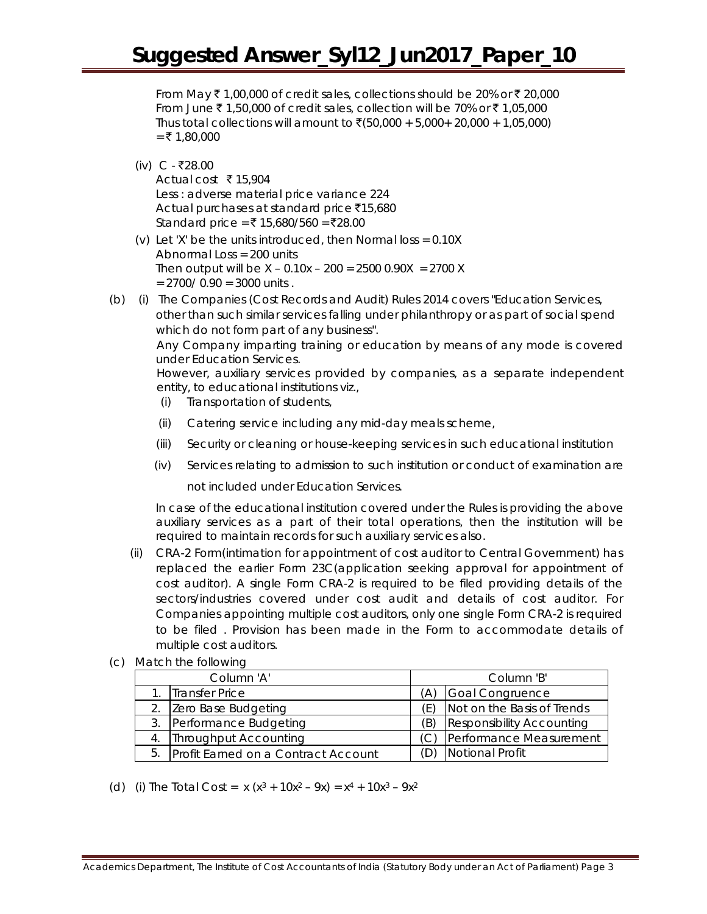From May ₹ 1,00,000 of credit sales, collections should be 20% or ₹ 20,000
From June ₹ 1,50,000 of credit sales, collection will be 70% or ₹ 1,05,000
Thus total collections will amount to ₹(50,000 + 5,000+ 20,000 + 1,05,000)
= ₹ 1,80,000

(iv) C - ₹28.00
Actual cost ₹ 15,904
Less : adverse material price variance 224
Actual purchases at standard price ₹15,680
Standard price = ₹ 15,680/560 =₹28.00

(v) Let 'X' be the units introduced, then Normal loss = 0.10X
Abnormal Loss = 200 units
Then output will be X – 0.10x – 200 = 2500 0.90X = 2700 X
= 2700/ 0.90 = 3000 units .

(b) (i) The Companies (Cost Records and Audit) Rules 2014 covers "Education Services, other than such similar services falling under philanthropy or as part of social spend which do not form part of any business".

Any Company imparting training or education by means of any mode is covered under Education Services.

However, auxiliary services provided by companies, as a separate independent entity, to educational institutions viz.,

(i) Transportation of students,

(ii) Catering service including any mid-day meals scheme,

(iii) Security or cleaning or house-keeping services in such educational institution

(iv) Services relating to admission to such institution or conduct of examination are not included under Education Services.

In case of the educational institution covered under the Rules is providing the above auxiliary services as a part of their total operations, then the institution will be required to maintain records for such auxiliary services also.

(ii) CRA-2 Form(intimation for appointment of cost auditor to Central Government) has replaced the earlier Form 23C(application seeking approval for appointment of cost auditor). A single Form CRA-2 is required to be filed providing details of the sectors/industries covered under cost audit and details of cost auditor. For Companies appointing multiple cost auditors, only one single Form CRA-2 is required to be filed . Provision has been made in the Form to accommodate details of multiple cost auditors.

(c) Match the following

| Column 'A' | | Column 'B' | |
|---|---|---|---|
| 1. | Transfer Price | (A) | Goal Congruence |
| 2. | Zero Base Budgeting | (E) | Not on the Basis of Trends |
| 3. | Performance Budgeting | (B) | Responsibility Accounting |
| 4. | Throughput Accounting | (C) | Performance Measurement |
| 5. | Profit Earned on a Contract Account | (D) | Notional Profit |

(d) (i) The Total Cost = $x(x^3 + 10x^2 - 9x) = x^4 + 10x^3 - 9x^2$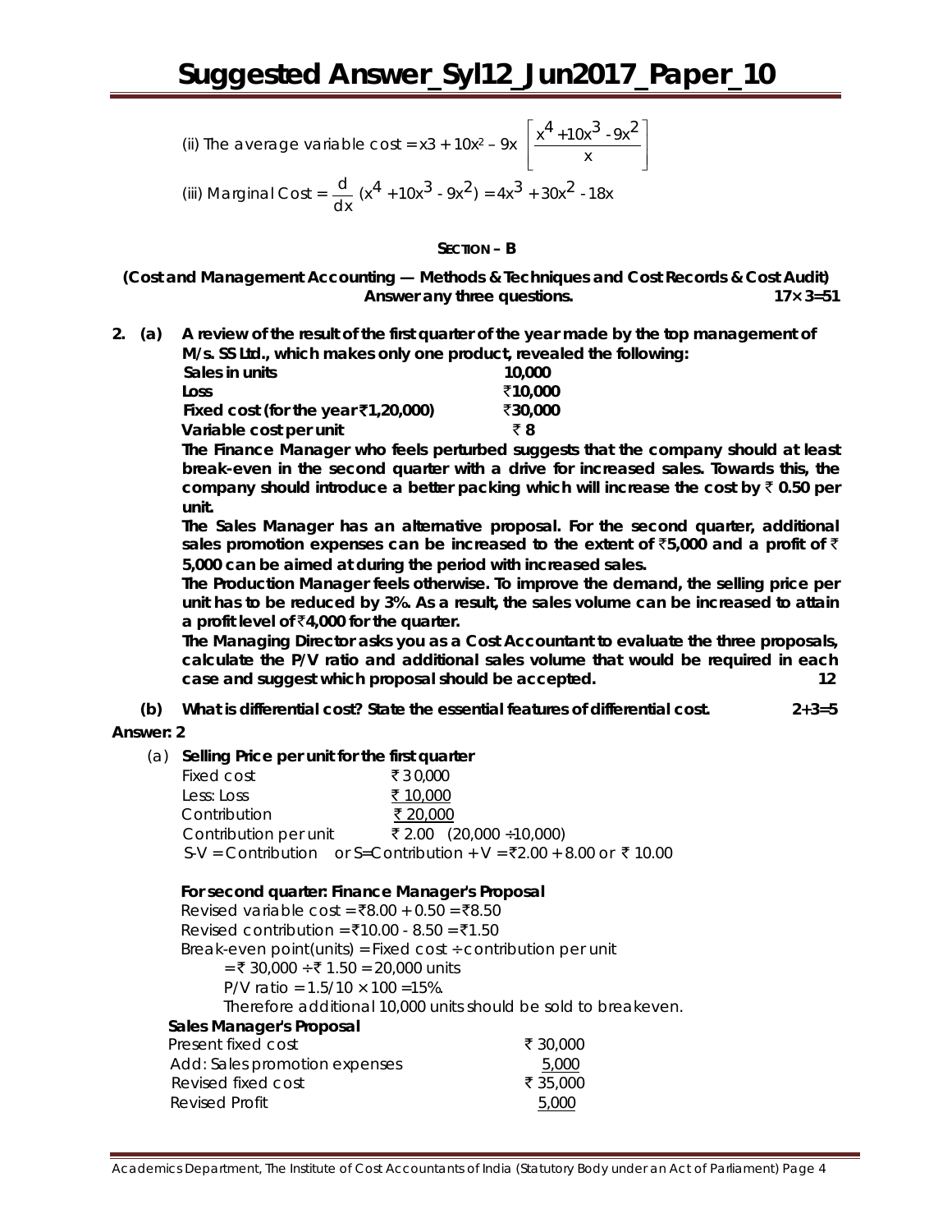(ii) The average variable cost = $x3 + 10x^2 - 9x$ $\left[\dfrac{x^4 + 10x^3 - 9x^2}{x}\right]$

(iii) Marginal Cost = $\dfrac{d}{dx}(x^4 + 10x^3 - 9x^2) = 4x^3 + 30x^2 - 18x$

## SECTION – B

**(Cost and Management Accounting — Methods & Techniques and Cost Records & Cost Audit)**
**Answer any three questions. 17× 3=51**

**2. (a) A review of the result of the first quarter of the year made by the top management of M/s. SS Ltd., which makes only one product, revealed the following:**

| | |
|---|---|
| **Sales in units** | **10,000** |
| **Loss** | **₹10,000** |
| **Fixed cost (for the year ₹1,20,000)** | **₹30,000** |
| **Variable cost per unit** | **₹ 8** |

**The Finance Manager who feels perturbed suggests that the company should at least break-even in the second quarter with a drive for increased sales. Towards this, the company should introduce a better packing which will increase the cost by ₹ 0.50 per unit.**

**The Sales Manager has an alternative proposal. For the second quarter, additional sales promotion expenses can be increased to the extent of ₹5,000 and a profit of ₹ 5,000 can be aimed at during the period with increased sales.**

**The Production Manager feels otherwise. To improve the demand, the selling price per unit has to be reduced by 3%. As a result, the sales volume can be increased to attain a profit level of ₹4,000 for the quarter.**

**The Managing Director asks you as a Cost Accountant to evaluate the three proposals, calculate the P/V ratio and additional sales volume that would be required in each case and suggest which proposal should be accepted. 12**

**(b) What is differential cost? State the essential features of differential cost. 2+3=5**

**Answer: 2**

(a) **Selling Price per unit for the first quarter**

| | |
|---|---|
| Fixed cost | ₹ 30,000 |
| Less: Loss | ₹ 10,000 |
| Contribution | ₹ 20,000 |
| Contribution per unit | ₹ 2.00 (20,000 ÷10,000) |

S-V = Contribution or S=Contribution + V = ₹2.00 + 8.00 or ₹ 10.00

**For second quarter: Finance Manager's Proposal**

Revised variable cost = ₹8.00 + 0.50 = ₹8.50

Revised contribution = ₹10.00 - 8.50 = ₹1.50

Break-even point(units) = Fixed cost ÷ contribution per unit

= ₹ 30,000 ÷ ₹ 1.50 = 20,000 units

P/V ratio = 1.5/10 × 100 =15%.

Therefore additional 10,000 units should be sold to breakeven.

**Sales Manager's Proposal**

| | |
|---|---|
| Present fixed cost | ₹ 30,000 |
| Add: Sales promotion expenses | 5,000 |
| Revised fixed cost | ₹ 35,000 |
| Revised Profit | 5,000 |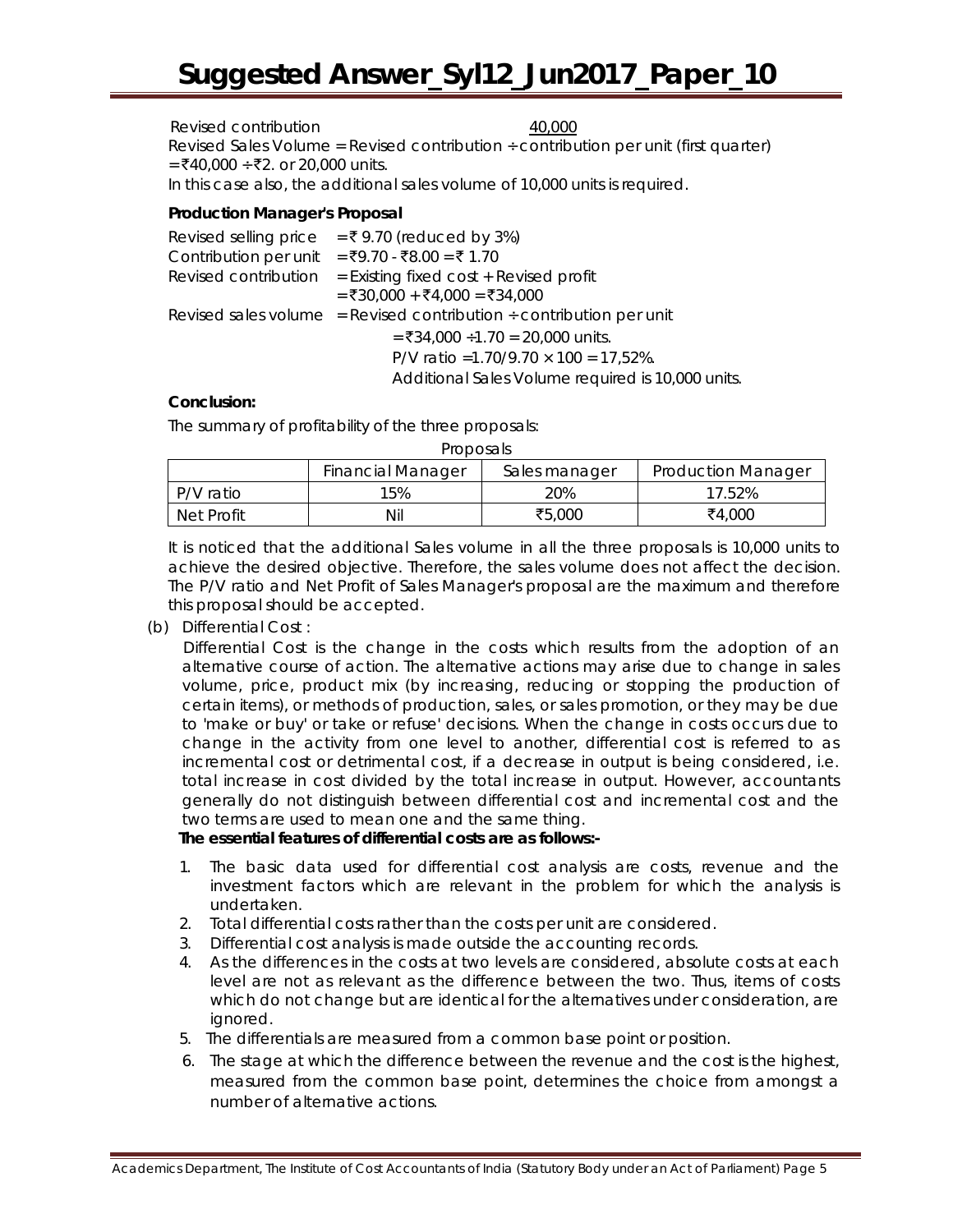Revised contribution 40,000

Revised Sales Volume = Revised contribution ÷ contribution per unit (first quarter)
= ₹40,000 ÷ ₹2. or 20,000 units.

In this case also, the additional sales volume of 10,000 units is required.

**Production Manager's Proposal**

Revised selling price = ₹ 9.70 (reduced by 3%)

Contribution per unit = ₹9.70 - ₹8.00 = ₹ 1.70

Revised contribution = Existing fixed cost + Revised profit
= ₹30,000 + ₹4,000 = ₹34,000

Revised sales volume = Revised contribution ÷ contribution per unit
= ₹34,000 ÷1.70 = 20,000 units.

P/V ratio =1.70/9.70 × 100 = 17,52%.

Additional Sales Volume required is 10,000 units.

**Conclusion:**

The summary of profitability of the three proposals:

Proposals

| | Financial Manager | Sales manager | Production Manager |
|---|---|---|---|
| P/V ratio | 15% | 20% | 17.52% |
| Net Profit | Nil | ₹5,000 | ₹4,000 |

It is noticed that the additional Sales volume in all the three proposals is 10,000 units to achieve the desired objective. Therefore, the sales volume does not affect the decision. The P/V ratio and Net Profit of Sales Manager's proposal are the maximum and therefore this proposal should be accepted.

(b) Differential Cost :

Differential Cost is the change in the costs which results from the adoption of an alternative course of action. The alternative actions may arise due to change in sales volume, price, product mix (by increasing, reducing or stopping the production of certain items), or methods of production, sales, or sales promotion, or they may be due to 'make or buy' or take or refuse' decisions. When the change in costs occurs due to change in the activity from one level to another, differential cost is referred to as incremental cost or detrimental cost, if a decrease in output is being considered, i.e. total increase in cost divided by the total increase in output. However, accountants generally do not distinguish between differential cost and incremental cost and the two terms are used to mean one and the same thing.

**The essential features of differential costs are as follows:-**

1. The basic data used for differential cost analysis are costs, revenue and the investment factors which are relevant in the problem for which the analysis is undertaken.
2. Total differential costs rather than the costs per unit are considered.
3. Differential cost analysis is made outside the accounting records.
4. As the differences in the costs at two levels are considered, absolute costs at each level are not as relevant as the difference between the two. Thus, items of costs which do not change but are identical for the alternatives under consideration, are ignored.
5. The differentials are measured from a common base point or position.
6. The stage at which the difference between the revenue and the cost is the highest, measured from the common base point, determines the choice from amongst a number of alternative actions.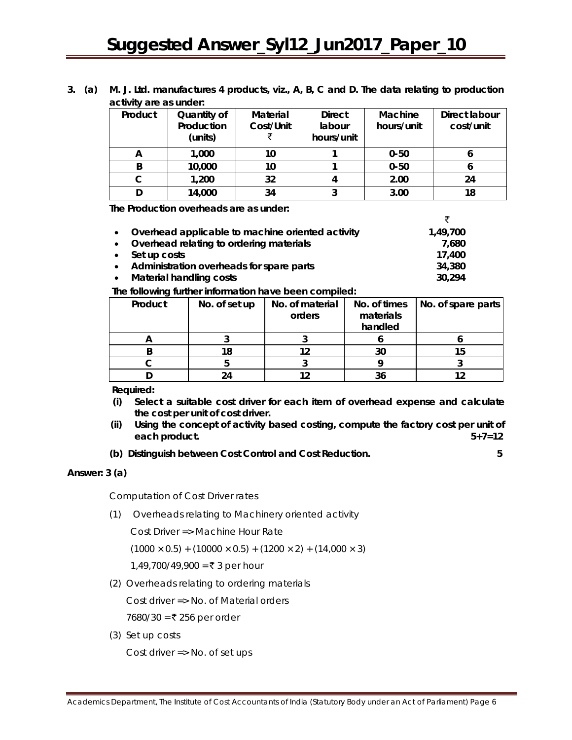**3. (a) M. J. Ltd. manufactures 4 products, viz., A, B, C and D. The data relating to production activity are as under:**

| Product | Quantity of Production (units) | Material Cost/Unit ₹ | Direct labour hours/unit | Machine hours/unit | Direct labour cost/unit |
|---|---|---|---|---|---|
| A | 1,000 | 10 | 1 | 0-50 | 6 |
| B | 10,000 | 10 | 1 | 0-50 | 6 |
| C | 1,200 | 32 | 4 | 2.00 | 24 |
| D | 14,000 | 34 | 3 | 3.00 | 18 |

**The Production overheads are as under:**

| | ₹ |
|---|---|
| • Overhead applicable to machine oriented activity | 1,49,700 |
| • Overhead relating to ordering materials | 7,680 |
| • Set up costs | 17,400 |
| • Administration overheads for spare parts | 34,380 |
| • Material handling costs | 30,294 |

**The following further information have been compiled:**

| Product | No. of set up | No. of material orders | No. of times materials handled | No. of spare parts |
|---|---|---|---|---|
| A | 3 | 3 | 6 | 6 |
| B | 18 | 12 | 30 | 15 |
| C | 5 | 3 | 9 | 3 |
| D | 24 | 12 | 36 | 12 |

**Required:**

**(i) Select a suitable cost driver for each item of overhead expense and calculate the cost per unit of cost driver.**

**(ii) Using the concept of activity based costing, compute the factory cost per unit of each product.** **5+7=12**

**(b) Distinguish between Cost Control and Cost Reduction.** **5**

**Answer: 3 (a)**

Computation of Cost Driver rates

(1) Overheads relating to Machinery oriented activity

Cost Driver => Machine Hour Rate

$(1000 \times 0.5) + (10000 \times 0.5) + (1200 \times 2) + (14,000 \times 3)$

1,49,700/49,900 = ₹ 3 per hour

(2) Overheads relating to ordering materials

Cost driver => No. of Material orders

7680/30 = ₹ 256 per order

(3) Set up costs

Cost driver => No. of set ups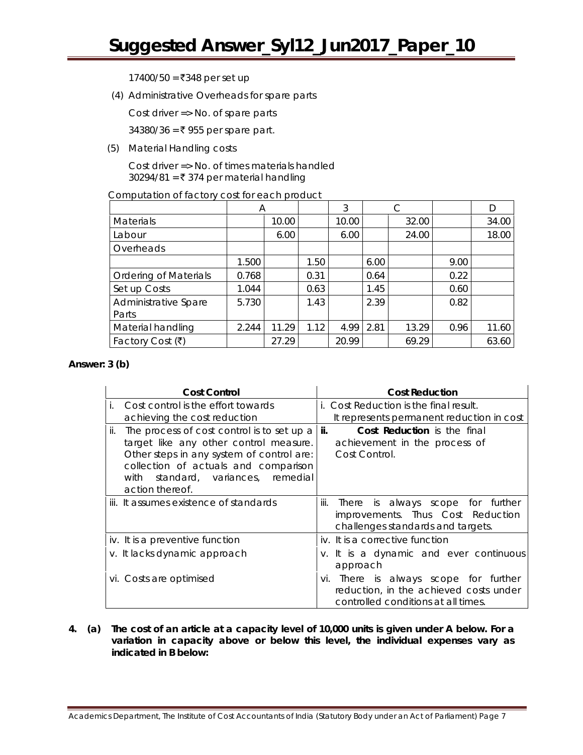17400/50 = ₹348 per set up

(4) Administrative Overheads for spare parts

Cost driver => No. of spare parts

34380/36 = ₹ 955 per spare part.

(5) Material Handling costs

Cost driver => No. of times materials handled
30294/81 = ₹ 374 per material handling

Computation of factory cost for each product

| | A | | 3 | | C | | D | |
|---|---|---|---|---|---|---|---|---|
| Materials | | 10.00 | | 10.00 | | 32.00 | | 34.00 |
| Labour | | 6.00 | | 6.00 | | 24.00 | | 18.00 |
| Overheads | | | | | | | | |
| | 1.500 | | 1.50 | | 6.00 | | 9.00 | |
| Ordering of Materials | 0.768 | | 0.31 | | 0.64 | | 0.22 | |
| Set up Costs | 1.044 | | 0.63 | | 1.45 | | 0.60 | |
| Administrative Spare Parts | 5.730 | | 1.43 | | 2.39 | | 0.82 | |
| Material handling | 2.244 | 11.29 | 1.12 | 4.99 | 2.81 | 13.29 | 0.96 | 11.60 |
| Factory Cost (₹) | | 27.29 | | 20.99 | | 69.29 | | 63.60 |

**Answer: 3 (b)**

| Cost Control | Cost Reduction |
|---|---|
| i. Cost control is the effort towards achieving the cost reduction | i. Cost Reduction is the final result. It represents permanent reduction in cost |
| ii. The process of cost control is to set up a target like any other control measure. Other steps in any system of control are: collection of actuals and comparison with standard, variances, remedial action thereof. | **ii.** **Cost Reduction** is the final achievement in the process of Cost Control. |
| iii. It assumes existence of standards | iii. There is always scope for further improvements. Thus Cost Reduction challenges standards and targets. |
| iv. It is a preventive function | iv. It is a corrective function |
| v. It lacks dynamic approach | v. It is a dynamic and ever continuous approach |
| vi. Costs are optimised | vi. There is always scope for further reduction, in the achieved costs under controlled conditions at all times. |

**4. (a) The cost of an article at a capacity level of 10,000 units is given under A below. For a variation in capacity above or below this level, the individual expenses vary as indicated in B below:**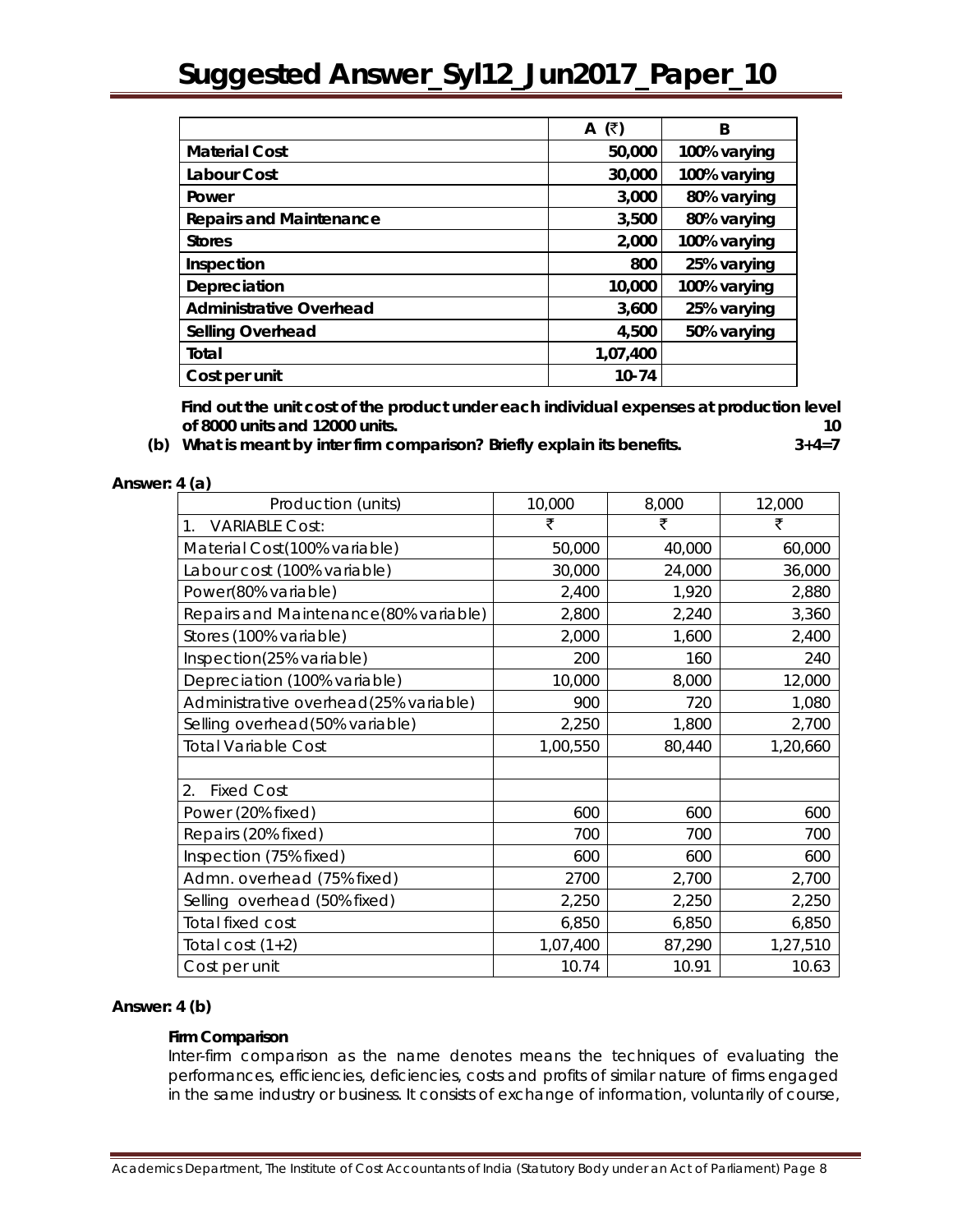|  | A (₹) | B |
|---|---|---|
| **Material Cost** | **50,000** | **100% varying** |
| **Labour Cost** | **30,000** | **100% varying** |
| **Power** | **3,000** | **80% varying** |
| **Repairs and Maintenance** | **3,500** | **80% varying** |
| **Stores** | **2,000** | **100% varying** |
| **Inspection** | **800** | **25% varying** |
| **Depreciation** | **10,000** | **100% varying** |
| **Administrative Overhead** | **3,600** | **25% varying** |
| **Selling Overhead** | **4,500** | **50% varying** |
| **Total** | **1,07,400** |  |
| **Cost per unit** | **10-74** |  |

**Find out the unit cost of the product under each individual expenses at production level of 8000 units and 12000 units.** **10**

**(b) What is meant by inter firm comparison? Briefly explain its benefits.** **3+4=7**

**Answer: 4 (a)**

| Production (units) | 10,000 | 8,000 | 12,000 |
|---|---|---|---|
| 1. VARIABLE Cost: | ₹ | ₹ | ₹ |
| Material Cost(100% variable) | 50,000 | 40,000 | 60,000 |
| Labour cost (100% variable) | 30,000 | 24,000 | 36,000 |
| Power(80% variable) | 2,400 | 1,920 | 2,880 |
| Repairs and Maintenance(80% variable) | 2,800 | 2,240 | 3,360 |
| Stores (100% variable) | 2,000 | 1,600 | 2,400 |
| Inspection(25% variable) | 200 | 160 | 240 |
| Depreciation (100% variable) | 10,000 | 8,000 | 12,000 |
| Administrative overhead(25% variable) | 900 | 720 | 1,080 |
| Selling overhead(50% variable) | 2,250 | 1,800 | 2,700 |
| Total Variable Cost | 1,00,550 | 80,440 | 1,20,660 |
|  |  |  |  |
| 2. Fixed Cost |  |  |  |
| Power (20% fixed) | 600 | 600 | 600 |
| Repairs (20% fixed) | 700 | 700 | 700 |
| Inspection (75% fixed) | 600 | 600 | 600 |
| Admn. overhead (75% fixed) | 2700 | 2,700 | 2,700 |
| Selling overhead (50% fixed) | 2,250 | 2,250 | 2,250 |
| Total fixed cost | 6,850 | 6,850 | 6,850 |
| Total cost (1+2) | 1,07,400 | 87,290 | 1,27,510 |
| Cost per unit | 10.74 | 10.91 | 10.63 |

**Answer: 4 (b)**

**Firm Comparison**

Inter-firm comparison as the name denotes means the techniques of evaluating the performances, efficiencies, deficiencies, costs and profits of similar nature of firms engaged in the same industry or business. It consists of exchange of information, voluntarily of course,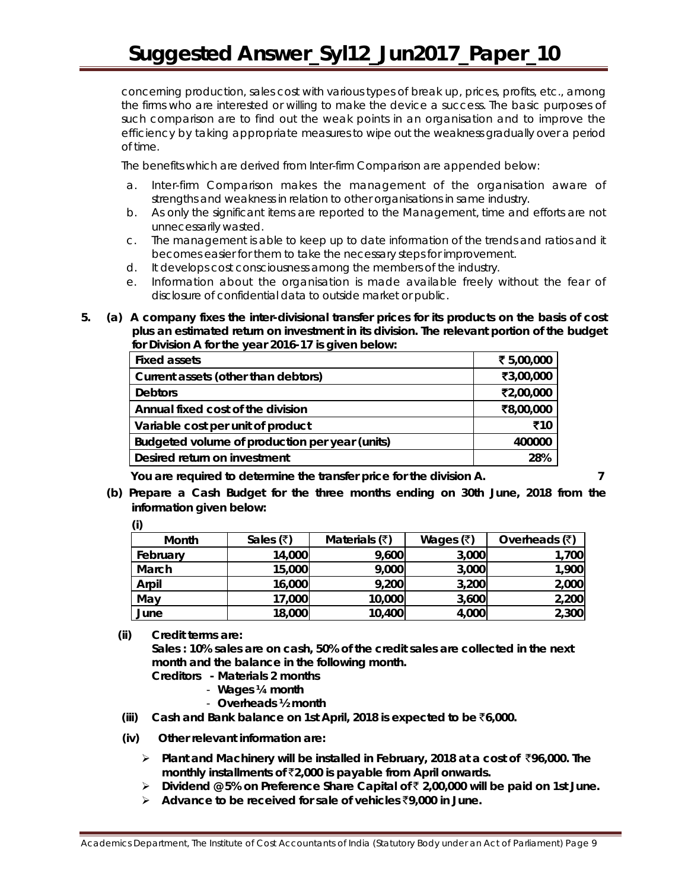concerning production, sales cost with various types of break up, prices, profits, etc., among the firms who are interested or willing to make the device a success. The basic purposes of such comparison are to find out the weak points in an organisation and to improve the efficiency by taking appropriate measures to wipe out the weakness gradually over a period of time.

The benefits which are derived from Inter-firm Comparison are appended below:

a. Inter-firm Comparison makes the management of the organisation aware of strengths and weakness in relation to other organisations in same industry.
b. As only the significant items are reported to the Management, time and efforts are not unnecessarily wasted.
c. The management is able to keep up to date information of the trends and ratios and it becomes easier for them to take the necessary steps for improvement.
d. It develops cost consciousness among the members of the industry.
e. Information about the organisation is made available freely without the fear of disclosure of confidential data to outside market or public.

**5. (a) A company fixes the inter-divisional transfer prices for its products on the basis of cost plus an estimated return on investment in its division. The relevant portion of the budget for Division A for the year 2016-17 is given below:**

| | |
|---|---|
| **Fixed assets** | **₹ 5,00,000** |
| **Current assets (other than debtors)** | **₹3,00,000** |
| **Debtors** | **₹2,00,000** |
| **Annual fixed cost of the division** | **₹8,00,000** |
| **Variable cost per unit of product** | **₹10** |
| **Budgeted volume of production per year (units)** | **400000** |
| **Desired return on investment** | **28%** |

**You are required to determine the transfer price for the division A.** **7**

**(b) Prepare a Cash Budget for the three months ending on 30th June, 2018 from the information given below:**

**(i)**

| Month | Sales (₹) | Materials (₹) | Wages (₹) | Overheads (₹) |
|---|---|---|---|---|
| February | 14,000 | 9,600 | 3,000 | 1,700 |
| March | 15,000 | 9,000 | 3,000 | 1,900 |
| Arpil | 16,000 | 9,200 | 3,200 | 2,000 |
| May | 17,000 | 10,000 | 3,600 | 2,200 |
| June | 18,000 | 10,400 | 4,000 | 2,300 |

**(ii) Credit terms are:**

**Sales : 10% sales are on cash, 50% of the credit sales are collected in the next month and the balance in the following month.**

**Creditors - Materials 2 months**

- **Wages ¼ month**
- **Overheads ½ month**

**(iii) Cash and Bank balance on 1st April, 2018 is expected to be ₹6,000.**

**(iv) Other relevant information are:**

- **Plant and Machinery will be installed in February, 2018 at a cost of ₹96,000. The monthly installments of ₹2,000 is payable from April onwards.**
- **Dividend @5% on Preference Share Capital of ₹ 2,00,000 will be paid on 1st June.**
- **Advance to be received for sale of vehicles ₹9,000 in June.**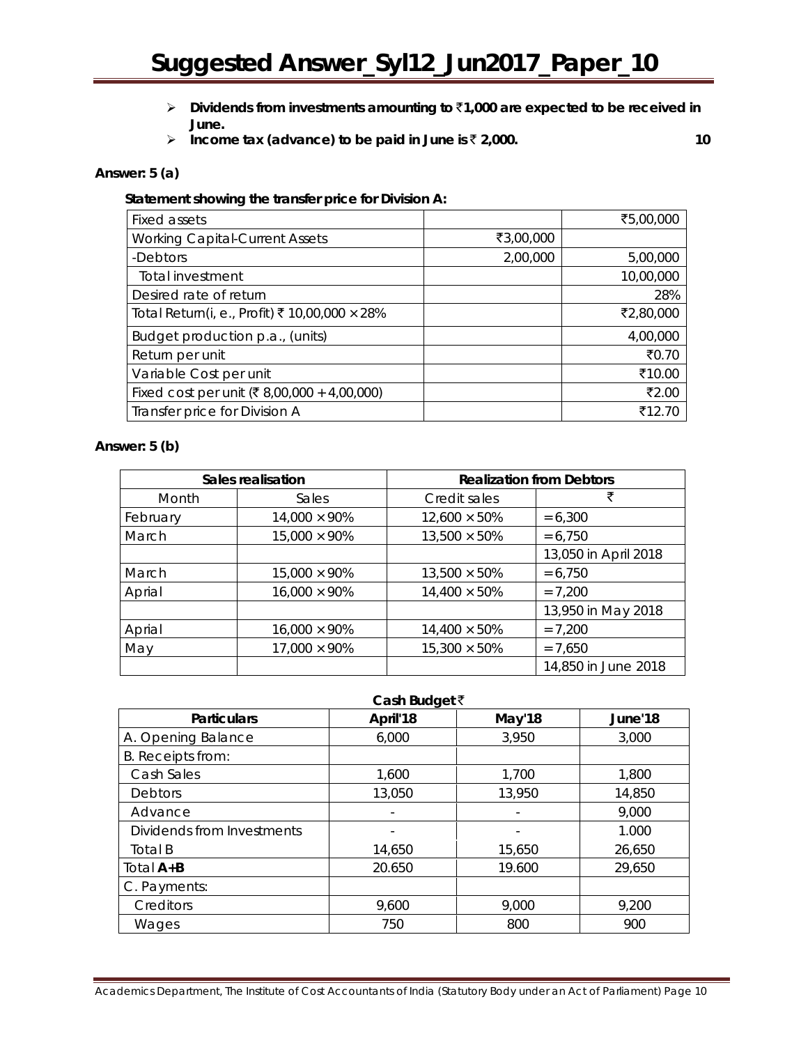- **Dividends from investments amounting to ₹1,000 are expected to be received in June.**
- **Income tax (advance) to be paid in June is ₹ 2,000.** **10**

**Answer: 5 (a)**

**Statement showing the transfer price for Division A:**

| | | |
|---|---|---|
| Fixed assets | | ₹5,00,000 |
| Working Capital-Current Assets | ₹3,00,000 | |
| -Debtors | 2,00,000 | 5,00,000 |
| Total investment | | 10,00,000 |
| Desired rate of return | | 28% |
| Total Return(i, e., Profit) ₹ 10,00,000 × 28% | | ₹2,80,000 |
| Budget production p.a., (units) | | 4,00,000 |
| Return per unit | | ₹0.70 |
| Variable Cost per unit | | ₹10.00 |
| Fixed cost per unit (₹ 8,00,000 ÷ 4,00,000) | | ₹2.00 |
| Transfer price for Division A | | ₹12.70 |

**Answer: 5 (b)**

| Sales realisation | | Realization from Debtors | |
|---|---|---|---|
| Month | Sales | Credit sales | ₹ |
| February | 14,000 × 90% | 12,600 × 50% | = 6,300 |
| March | 15,000 × 90% | 13,500 × 50% | = 6,750 |
| | | | 13,050 in April 2018 |
| March | 15,000 × 90% | 13,500 × 50% | = 6,750 |
| Aprial | 16,000 × 90% | 14,400 × 50% | = 7,200 |
| | | | 13,950 in May 2018 |
| Aprial | 16,000 × 90% | 14,400 × 50% | = 7,200 |
| May | 17,000 × 90% | 15,300 × 50% | = 7,650 |
| | | | 14,850 in June 2018 |

**Cash Budget ₹**

| Particulars | April'18 | May'18 | June'18 |
|---|---|---|---|
| A. Opening Balance | 6,000 | 3,950 | 3,000 |
| B. Receipts from: | | | |
| Cash Sales | 1,600 | 1,700 | 1,800 |
| Debtors | 13,050 | 13,950 | 14,850 |
| Advance | - | - | 9,000 |
| Dividends from Investments | - | - | 1.000 |
| Total B | 14,650 | 15,650 | 26,650 |
| Total **A+B** | 20.650 | 19.600 | 29,650 |
| C. Payments: | | | |
| Creditors | 9,600 | 9,000 | 9,200 |
| Wages | 750 | 800 | 900 |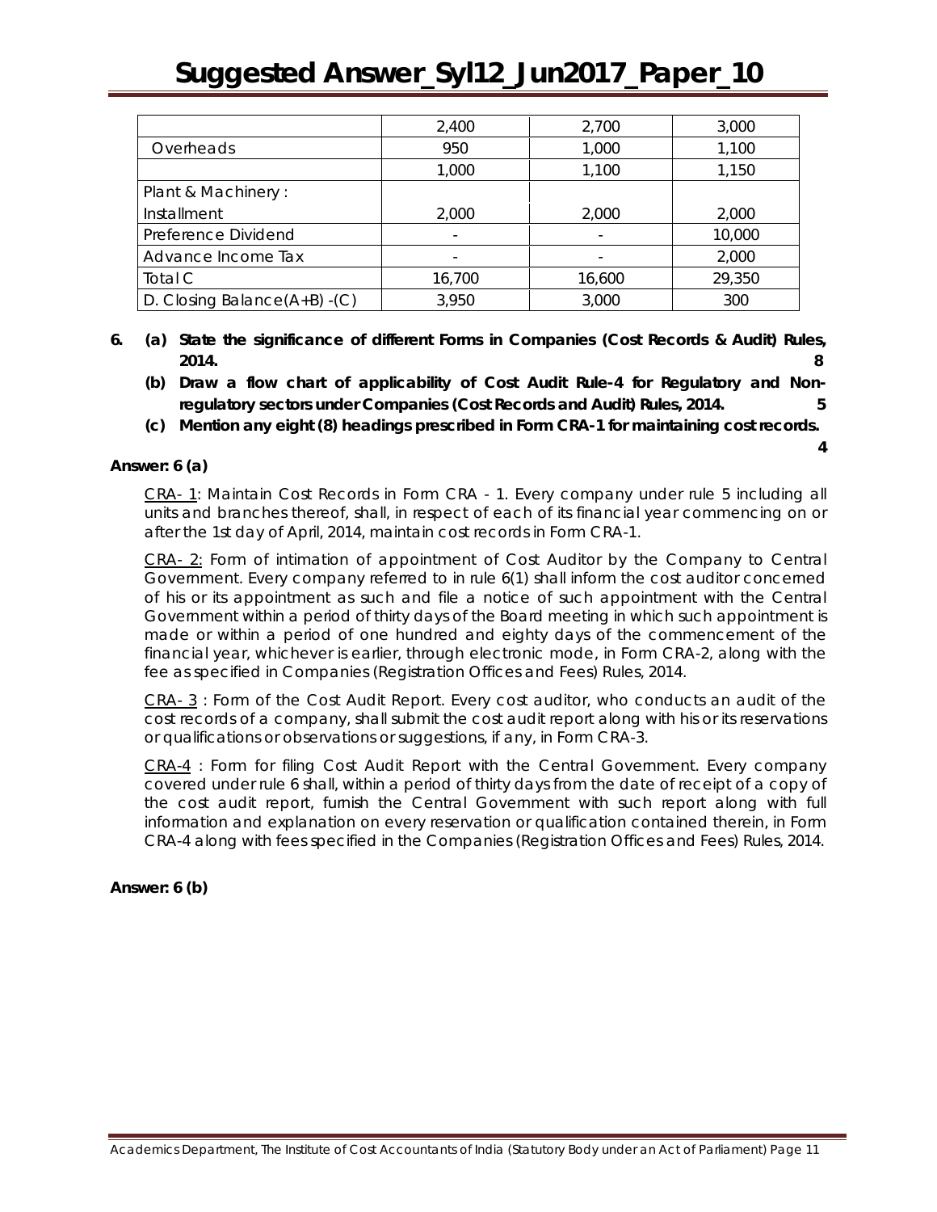| | | | |
|---|---|---|---|
| | 2,400 | 2,700 | 3,000 |
| Overheads | 950 | 1,000 | 1,100 |
| | 1,000 | 1,100 | 1,150 |
| Plant & Machinery : | | | |
| Installment | 2,000 | 2,000 | 2,000 |
| Preference Dividend | - | - | 10,000 |
| Advance Income Tax | - | - | 2,000 |
| Total C | 16,700 | 16,600 | 29,350 |
| D. Closing Balance(A+B) -(C) | 3,950 | 3,000 | 300 |

**6. (a) State the significance of different Forms in Companies (Cost Records & Audit) Rules, 2014. 8**

**(b) Draw a flow chart of applicability of Cost Audit Rule-4 for Regulatory and Non-regulatory sectors under Companies (Cost Records and Audit) Rules, 2014. 5**

**(c) Mention any eight (8) headings prescribed in Form CRA-1 for maintaining cost records. 4**

**Answer: 6 (a)**

CRA- 1: Maintain Cost Records in Form CRA - 1. Every company under rule 5 including all units and branches thereof, shall, in respect of each of its financial year commencing on or after the 1st day of April, 2014, maintain cost records in Form CRA-1.

CRA- 2: Form of intimation of appointment of Cost Auditor by the Company to Central Government. Every company referred to in rule 6(1) shall inform the cost auditor concerned of his or its appointment as such and file a notice of such appointment with the Central Government within a period of thirty days of the Board meeting in which such appointment is made or within a period of one hundred and eighty days of the commencement of the financial year, whichever is earlier, through electronic mode, in Form CRA-2, along with the fee as specified in Companies (Registration Offices and Fees) Rules, 2014.

CRA- 3 : Form of the Cost Audit Report. Every cost auditor, who conducts an audit of the cost records of a company, shall submit the cost audit report along with his or its reservations or qualifications or observations or suggestions, if any, in Form CRA-3.

CRA-4 : Form for filing Cost Audit Report with the Central Government. Every company covered under rule 6 shall, within a period of thirty days from the date of receipt of a copy of the cost audit report, furnish the Central Government with such report along with full information and explanation on every reservation or qualification contained therein, in Form CRA-4 along with fees specified in the Companies (Registration Offices and Fees) Rules, 2014.

**Answer: 6 (b)**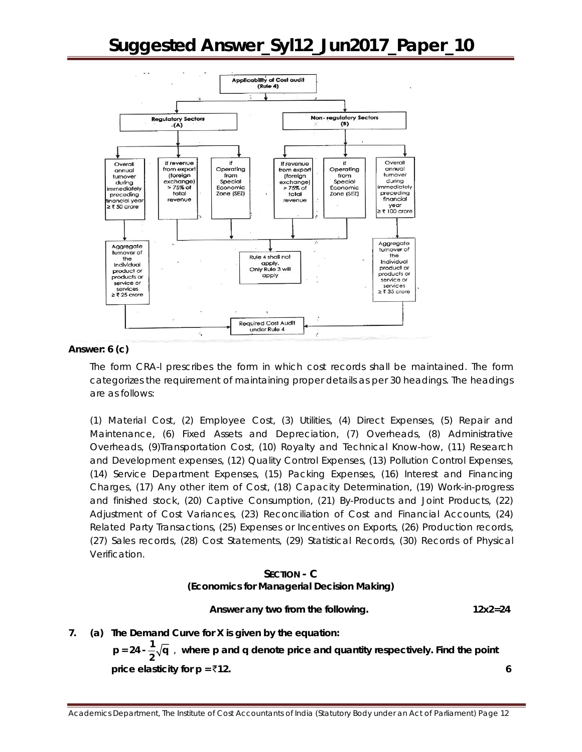**Applicability of Cost audit (Rule 4)**

- **Regulatory Sectors (A)**
  - Overall annual turnover during immediately preceding financial year ≥ ₹ 50 crore → Aggregate turnover of the Individual product or products or service or services ≥ ₹ 25 crore → Required Cost Audit under Rule 4
  - If revenue from export (foreign exchange) > 75% of total revenue → Rule 4 shall not apply. Only Rule 3 will apply
  - If Operating from Special Economic Zone (SEZ) → Rule 4 shall not apply. Only Rule 3 will apply
- **Non- regulatory Sectors (B)**
  - If revenue from export (foreign exchange) > 75% of total revenue → Rule 4 shall not apply. Only Rule 3 will apply
  - If Operating from Special Economic Zone (SEZ) → Rule 4 shall not apply. Only Rule 3 will apply
  - Overall annual turnover during immediately preceding financial year ≥ ₹ 100 crore → Aggregate turnover of the Individual product or products or service or services ≥ ₹ 35 crore → Required Cost Audit under Rule 4

**Answer: 6 (c)**

The form CRA-I prescribes the form in which cost records shall be maintained. The form categorizes the requirement of maintaining proper details as per 30 headings. The headings are as follows:

(1) Material Cost, (2) Employee Cost, (3) Utilities, (4) Direct Expenses, (5) Repair and Maintenance, (6) Fixed Assets and Depreciation, (7) Overheads, (8) Administrative Overheads, (9)Transportation Cost, (10) Royalty and Technical Know-how, (11) Research and Development expenses, (12) Quality Control Expenses, (13) Pollution Control Expenses, (14) Service Department Expenses, (15) Packing Expenses, (16) Interest and Financing Charges, (17) Any other item of Cost, (18) Capacity Determination, (19) Work-in-progress and finished stock, (20) Captive Consumption, (21) By-Products and Joint Products, (22) Adjustment of Cost Variances, (23) Reconciliation of Cost and Financial Accounts, (24) Related Party Transactions, (25) Expenses or Incentives on Exports, (26) Production records, (27) Sales records, (28) Cost Statements, (29) Statistical Records, (30) Records of Physical Verification.

## SECTION - C
### (Economics for Managerial Decision Making)

**Answer any two from the following. 12x2=24**

**7. (a) The Demand Curve for X is given by the equation:**

$$p = 24 - \frac{1}{2}\sqrt{q}$$

**, where p and q denote price and quantity respectively. Find the point price elasticity for p = ₹12. 6**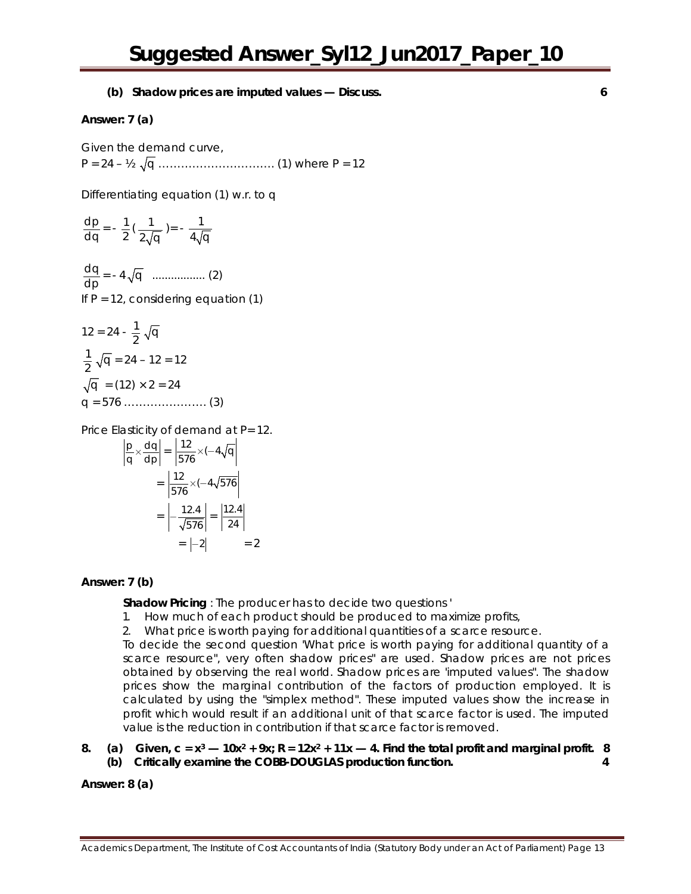**(b) Shadow prices are imputed values — Discuss.** **6**

**Answer: 7 (a)**

Given the demand curve,

$P = 24 – ½ \sqrt{q}$ ………………………… (1) where P = 12

Differentiating equation (1) w.r. to q

$$\frac{dp}{dq} = -\frac{1}{2}\left(\frac{1}{2\sqrt{q}}\right) = -\frac{1}{4\sqrt{q}}$$

$$\frac{dq}{dp} = -4\sqrt{q} \quad \text{................ (2)}$$

If P = 12, considering equation (1)

$$12 = 24 - \frac{1}{2}\sqrt{q}$$

$$\frac{1}{2}\sqrt{q} = 24 – 12 = 12$$

$$\sqrt{q} = (12) \times 2 = 24$$

$$q = 576 \text{ ………………… (3)}$$

Price Elasticity of demand at P=12.

$$\left|\frac{p}{q}\times\frac{dq}{dp}\right| = \left|\frac{12}{576}\times(-4\sqrt{q}\right|$$

$$= \left|\frac{12}{576}\times(-4\sqrt{576}\right|$$

$$= \left|-\frac{12.4}{\sqrt{576}}\right| = \left|\frac{12.4}{24}\right|$$

$$= |-2| \qquad = 2$$

**Answer: 7 (b)**

**Shadow Pricing** : The producer has to decide two questions '

1. How much of each product should be produced to maximize profits,
2. What price is worth paying for additional quantities of a scarce resource.

To decide the second question 'What price is worth paying for additional quantity of a scarce resource", very often shadow prices" are used. Shadow prices are not prices obtained by observing the real world. Shadow prices are 'imputed values". The shadow prices show the marginal contribution of the factors of production employed. It is calculated by using the "simplex method". These imputed values show the increase in profit which would result if an additional unit of that scarce factor is used. The imputed value is the reduction in contribution if that scarce factor is removed.

**8. (a) Given, $c = x^3 — 10x^2 + 9x$; $R = 12x^2 + 11x — 4$. Find the total profit and marginal profit.** **8**

**(b) Critically examine the COBB-DOUGLAS production function.** **4**

**Answer: 8 (a)**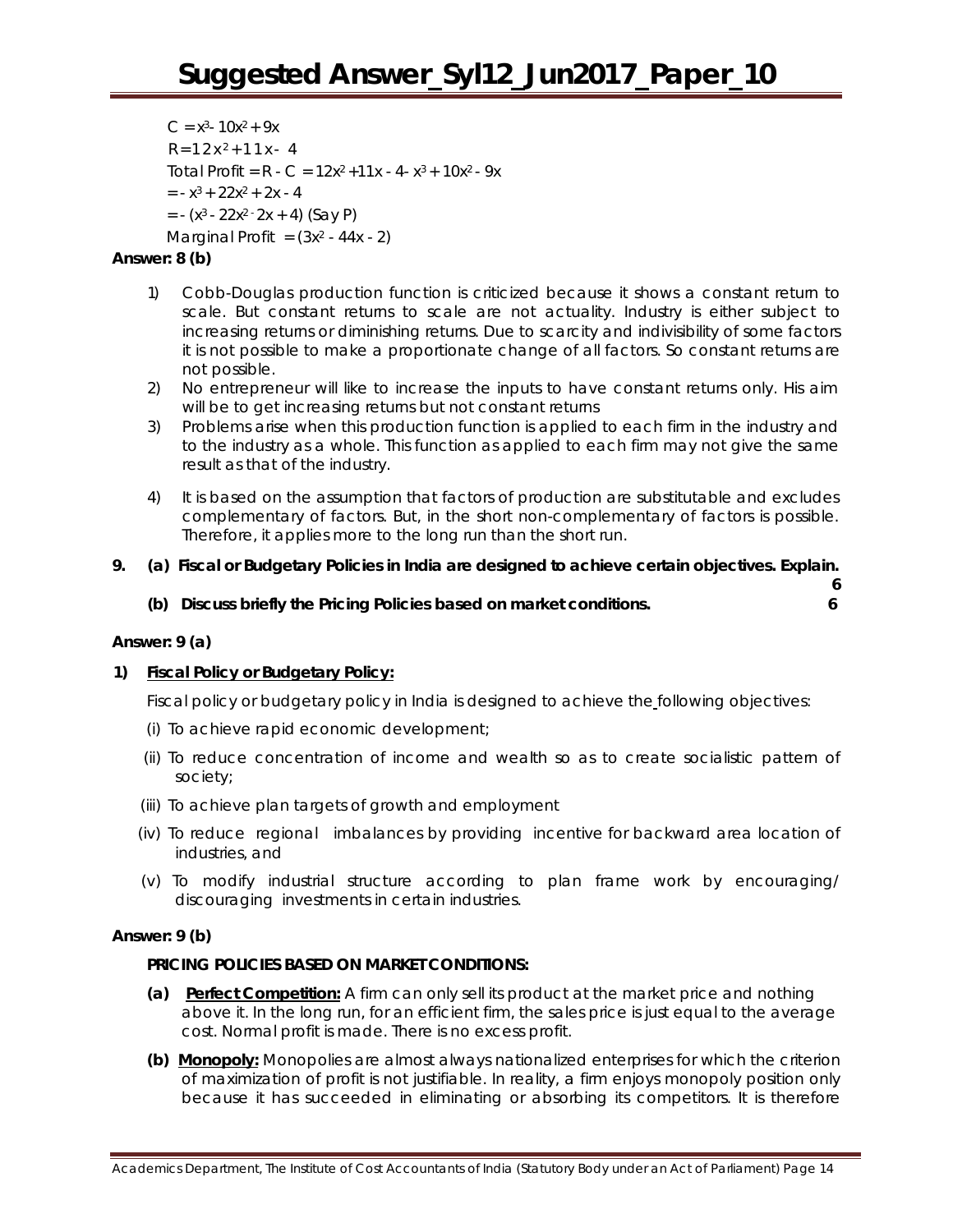$C = x^3 - 10x^2 + 9x$

$R = 12x^2 + 11x - 4$

Total Profit $= R - C = 12x^2 + 11x - 4 - x^3 + 10x^2 - 9x$

$= -x^3 + 22x^2 + 2x - 4$

$= -(x^3 - 22x^2 - 2x + 4)$ (Say P)

Marginal Profit $= (3x^2 - 44x - 2)$

**Answer: 8 (b)**

1) Cobb-Douglas production function is criticized because it shows a constant return to scale. But constant returns to scale are not actuality. Industry is either subject to increasing returns or diminishing returns. Due to scarcity and indivisibility of some factors it is not possible to make a proportionate change of all factors. So constant returns are not possible.
2) No entrepreneur will like to increase the inputs to have constant returns only. His aim will be to get increasing returns but not constant returns
3) Problems arise when this production function is applied to each firm in the industry and to the industry as a whole. This function as applied to each firm may not give the same result as that of the industry.
4) It is based on the assumption that factors of production are substitutable and excludes complementary of factors. But, in the short non-complementary of factors is possible. Therefore, it applies more to the long run than the short run.

**9. (a) Fiscal or Budgetary Policies in India are designed to achieve certain objectives. Explain. 6**

**(b) Discuss briefly the Pricing Policies based on market conditions. 6**

**Answer: 9 (a)**

**1) <u>Fiscal Policy or Budgetary Policy:</u>**

Fiscal policy or budgetary policy in India is designed to achieve the following objectives:

(i) To achieve rapid economic development;

(ii) To reduce concentration of income and wealth so as to create socialistic pattern of society;

(iii) To achieve plan targets of growth and employment

(iv) To reduce regional imbalances by providing incentive for backward area location of industries, and

(v) To modify industrial structure according to plan frame work by encouraging/ discouraging investments in certain industries.

**Answer: 9 (b)**

**PRICING POLICIES BASED ON MARKET CONDITIONS:**

**(a) <u>Perfect Competition:</u>** A firm can only sell its product at the market price and nothing above it. In the long run, for an efficient firm, the sales price is just equal to the average cost. Normal profit is made. There is no excess profit.

**(b) <u>Monopoly:</u>** Monopolies are almost always nationalized enterprises for which the criterion of maximization of profit is not justifiable. In reality, a firm enjoys monopoly position only because it has succeeded in eliminating or absorbing its competitors. It is therefore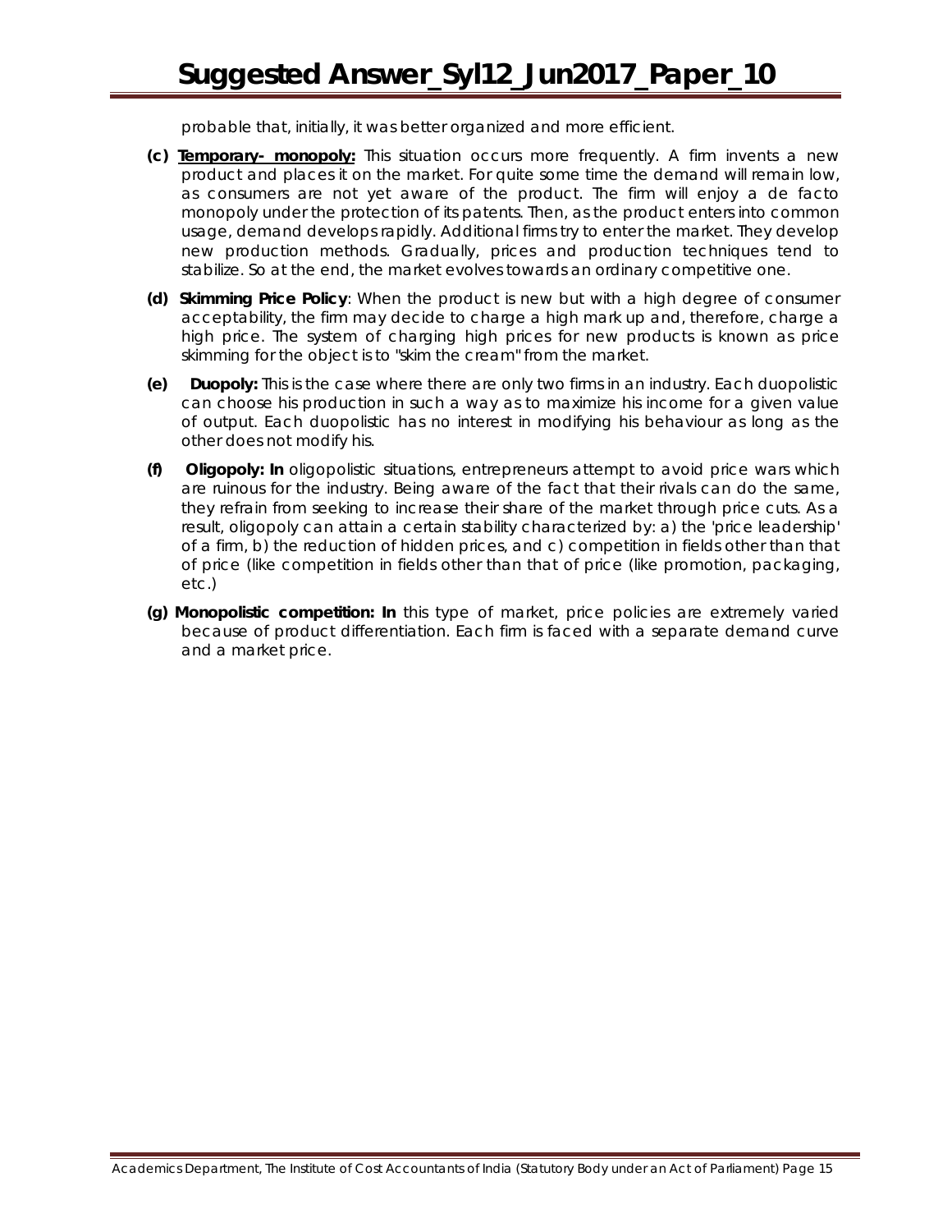probable that, initially, it was better organized and more efficient.

**(c)** **Temporary- monopoly:** This situation occurs more frequently. A firm invents a new product and places it on the market. For quite some time the demand will remain low, as consumers are not yet aware of the product. The firm will enjoy a de facto monopoly under the protection of its patents. Then, as the product enters into common usage, demand develops rapidly. Additional firms try to enter the market. They develop new production methods. Gradually, prices and production techniques tend to stabilize. So at the end, the market evolves towards an ordinary competitive one.

**(d)** **Skimming Price Policy**: When the product is new but with a high degree of consumer acceptability, the firm may decide to charge a high mark up and, therefore, charge a high price. The system of charging high prices for new products is known as price skimming for the object is to "skim the cream" from the market.

**(e)** **Duopoly:** This is the case where there are only two firms in an industry. Each duopolistic can choose his production in such a way as to maximize his income for a given value of output. Each duopolistic has no interest in modifying his behaviour as long as the other does not modify his.

**(f)** **Oligopoly: In** oligopolistic situations, entrepreneurs attempt to avoid price wars which are ruinous for the industry. Being aware of the fact that their rivals can do the same, they refrain from seeking to increase their share of the market through price cuts. As a result, oligopoly can attain a certain stability characterized by: a) the 'price leadership' of a firm, b) the reduction of hidden prices, and c) competition in fields other than that of price (like competition in fields other than that of price (like promotion, packaging, etc.)

**(g)** **Monopolistic competition: In** this type of market, price policies are extremely varied because of product differentiation. Each firm is faced with a separate demand curve and a market price.